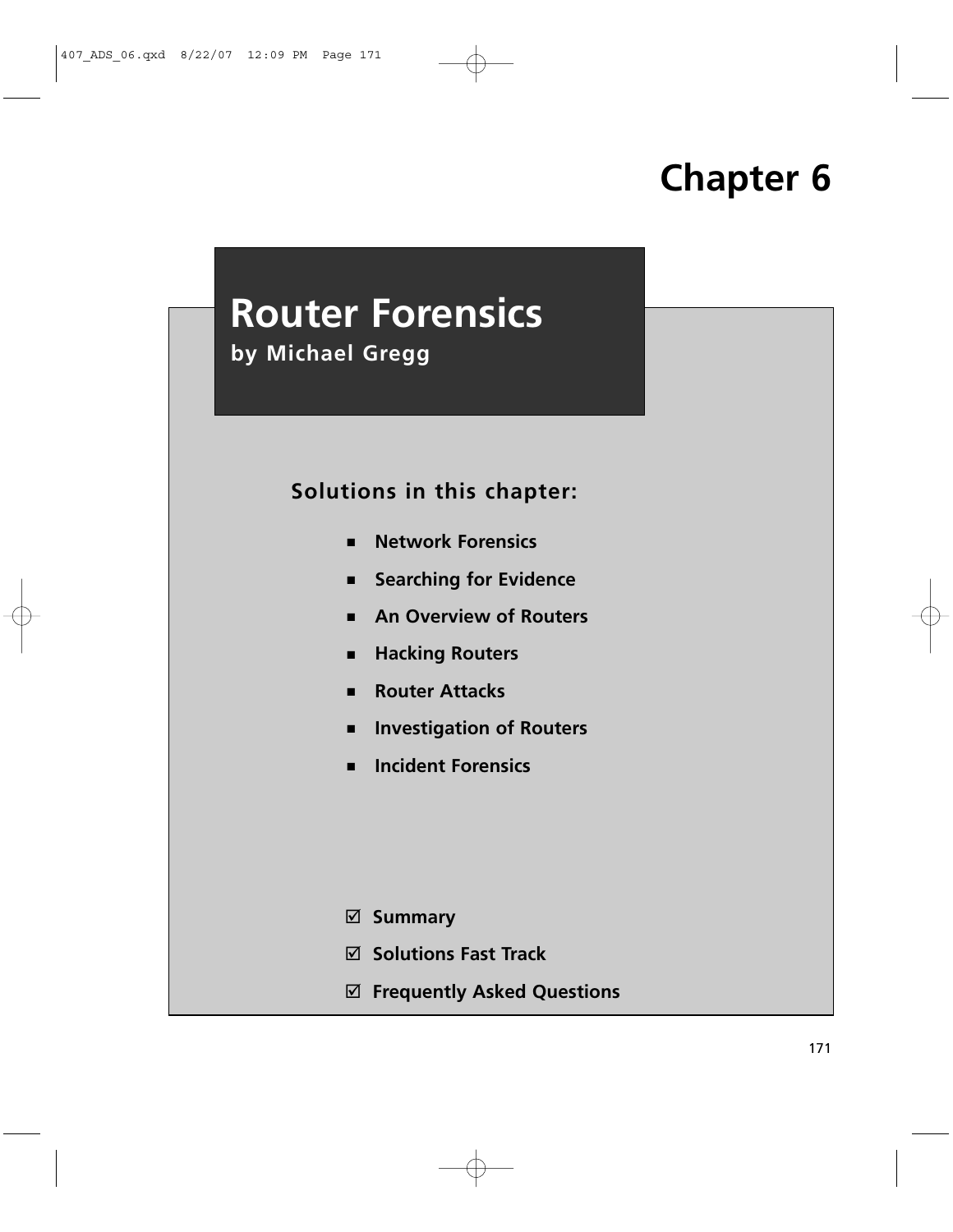# Chapter 6

## Router Forensics

**by Michael Gregg**

### Solutions in this chapter:

- **Network Forensics**
- **Searching for Evidence**
- **An Overview of Routers**
- **Hacking Routers**
- **Router Attacks**
- **Investigation of Routers**
- **Incident Forensics**

☑ **Summary**

☑ **Solutions Fast Track**

☑ **Frequently Asked Questions**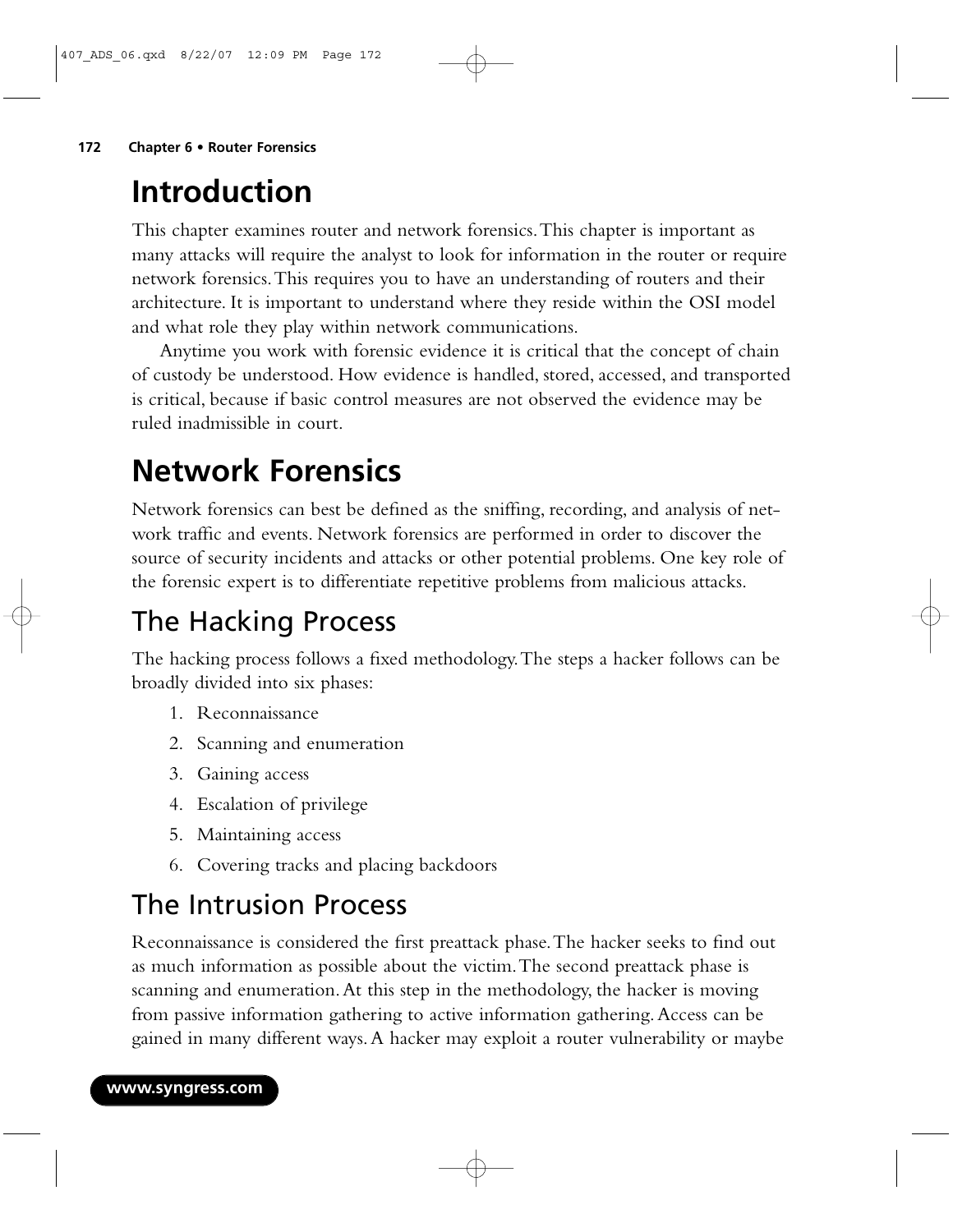# Introduction

This chapter examines router and network forensics. This chapter is important as many attacks will require the analyst to look for information in the router or require network forensics. This requires you to have an understanding of routers and their architecture. It is important to understand where they reside within the OSI model and what role they play within network communications.

Anytime you work with forensic evidence it is critical that the concept of chain of custody be understood. How evidence is handled, stored, accessed, and transported is critical, because if basic control measures are not observed the evidence may be ruled inadmissible in court.

# Network Forensics

Network forensics can best be defined as the sniffing, recording, and analysis of network traffic and events. Network forensics are performed in order to discover the source of security incidents and attacks or other potential problems. One key role of the forensic expert is to differentiate repetitive problems from malicious attacks.

## The Hacking Process

The hacking process follows a fixed methodology. The steps a hacker follows can be broadly divided into six phases:

1. Reconnaissance
2. Scanning and enumeration
3. Gaining access
4. Escalation of privilege
5. Maintaining access
6. Covering tracks and placing backdoors

## The Intrusion Process

Reconnaissance is considered the first preattack phase. The hacker seeks to find out as much information as possible about the victim. The second preattack phase is scanning and enumeration. At this step in the methodology, the hacker is moving from passive information gathering to active information gathering. Access can be gained in many different ways. A hacker may exploit a router vulnerability or maybe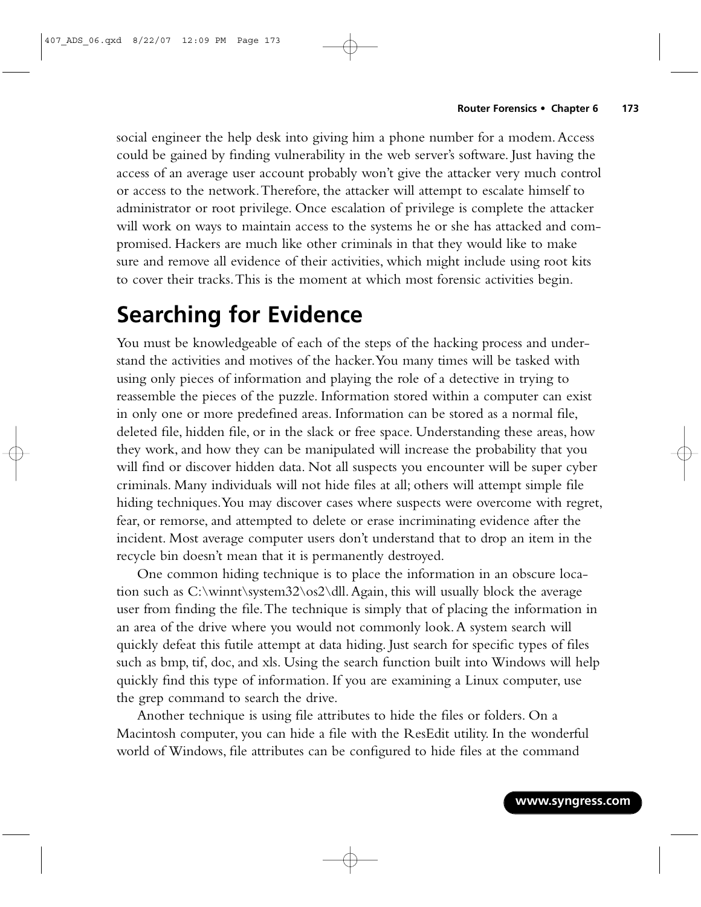social engineer the help desk into giving him a phone number for a modem. Access could be gained by finding vulnerability in the web server's software. Just having the access of an average user account probably won't give the attacker very much control or access to the network. Therefore, the attacker will attempt to escalate himself to administrator or root privilege. Once escalation of privilege is complete the attacker will work on ways to maintain access to the systems he or she has attacked and compromised. Hackers are much like other criminals in that they would like to make sure and remove all evidence of their activities, which might include using root kits to cover their tracks. This is the moment at which most forensic activities begin.

# Searching for Evidence

You must be knowledgeable of each of the steps of the hacking process and understand the activities and motives of the hacker. You many times will be tasked with using only pieces of information and playing the role of a detective in trying to reassemble the pieces of the puzzle. Information stored within a computer can exist in only one or more predefined areas. Information can be stored as a normal file, deleted file, hidden file, or in the slack or free space. Understanding these areas, how they work, and how they can be manipulated will increase the probability that you will find or discover hidden data. Not all suspects you encounter will be super cyber criminals. Many individuals will not hide files at all; others will attempt simple file hiding techniques. You may discover cases where suspects were overcome with regret, fear, or remorse, and attempted to delete or erase incriminating evidence after the incident. Most average computer users don't understand that to drop an item in the recycle bin doesn't mean that it is permanently destroyed.

One common hiding technique is to place the information in an obscure location such as C:\winnt\system32\os2\dll. Again, this will usually block the average user from finding the file. The technique is simply that of placing the information in an area of the drive where you would not commonly look. A system search will quickly defeat this futile attempt at data hiding. Just search for specific types of files such as bmp, tif, doc, and xls. Using the search function built into Windows will help quickly find this type of information. If you are examining a Linux computer, use the grep command to search the drive.

Another technique is using file attributes to hide the files or folders. On a Macintosh computer, you can hide a file with the ResEdit utility. In the wonderful world of Windows, file attributes can be configured to hide files at the command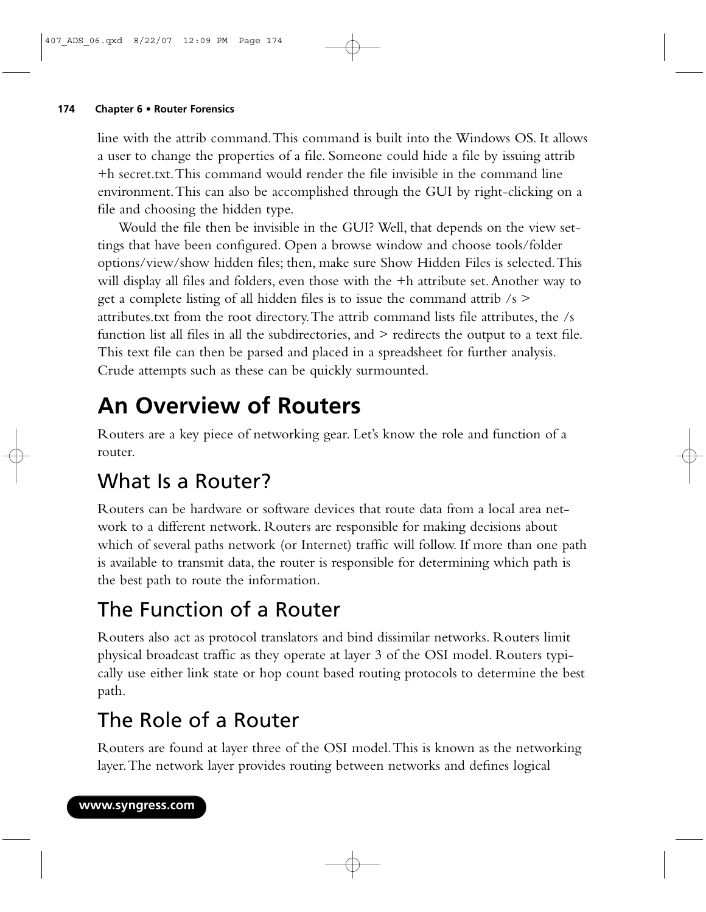line with the attrib command. This command is built into the Windows OS. It allows a user to change the properties of a file. Someone could hide a file by issuing attrib +h secret.txt. This command would render the file invisible in the command line environment. This can also be accomplished through the GUI by right-clicking on a file and choosing the hidden type.

Would the file then be invisible in the GUI? Well, that depends on the view settings that have been configured. Open a browse window and choose tools/folder options/view/show hidden files; then, make sure Show Hidden Files is selected. This will display all files and folders, even those with the +h attribute set. Another way to get a complete listing of all hidden files is to issue the command attrib /s > attributes.txt from the root directory. The attrib command lists file attributes, the /s function list all files in all the subdirectories, and > redirects the output to a text file. This text file can then be parsed and placed in a spreadsheet for further analysis. Crude attempts such as these can be quickly surmounted.

# An Overview of Routers

Routers are a key piece of networking gear. Let's know the role and function of a router.

## What Is a Router?

Routers can be hardware or software devices that route data from a local area network to a different network. Routers are responsible for making decisions about which of several paths network (or Internet) traffic will follow. If more than one path is available to transmit data, the router is responsible for determining which path is the best path to route the information.

## The Function of a Router

Routers also act as protocol translators and bind dissimilar networks. Routers limit physical broadcast traffic as they operate at layer 3 of the OSI model. Routers typically use either link state or hop count based routing protocols to determine the best path.

## The Role of a Router

Routers are found at layer three of the OSI model. This is known as the networking layer. The network layer provides routing between networks and defines logical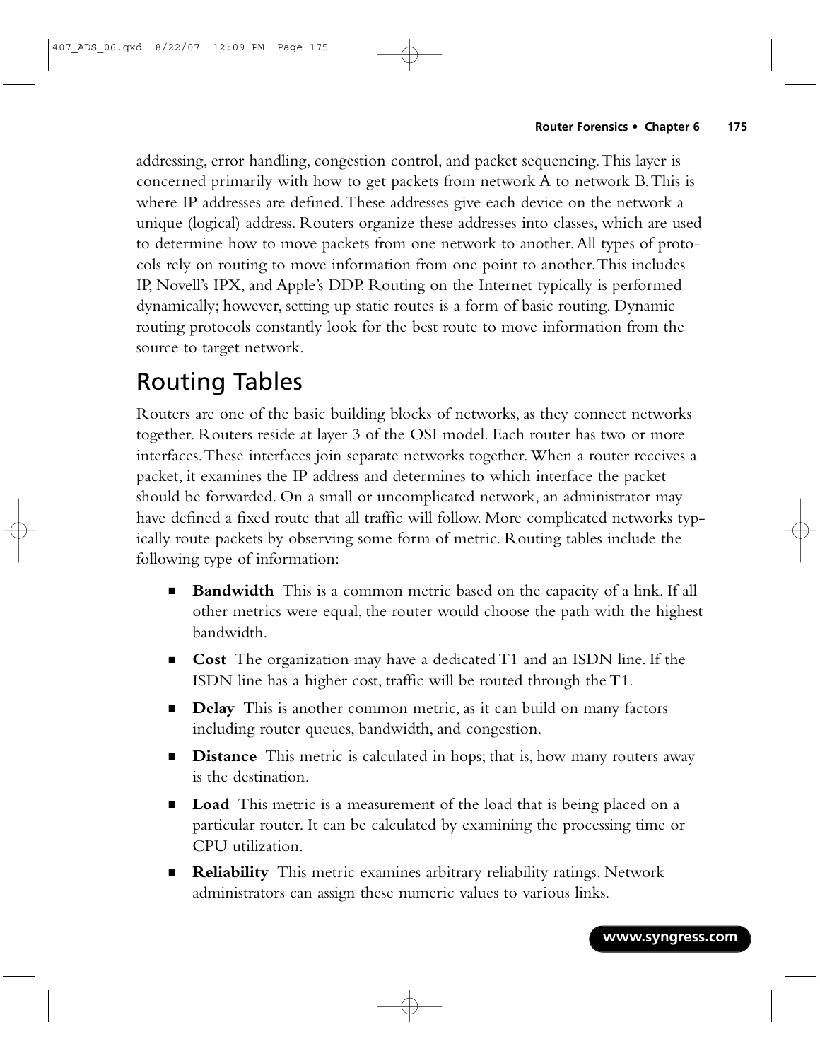addressing, error handling, congestion control, and packet sequencing. This layer is concerned primarily with how to get packets from network A to network B. This is where IP addresses are defined. These addresses give each device on the network a unique (logical) address. Routers organize these addresses into classes, which are used to determine how to move packets from one network to another. All types of protocols rely on routing to move information from one point to another. This includes IP, Novell's IPX, and Apple's DDP. Routing on the Internet typically is performed dynamically; however, setting up static routes is a form of basic routing. Dynamic routing protocols constantly look for the best route to move information from the source to target network.

## Routing Tables

Routers are one of the basic building blocks of networks, as they connect networks together. Routers reside at layer 3 of the OSI model. Each router has two or more interfaces. These interfaces join separate networks together. When a router receives a packet, it examines the IP address and determines to which interface the packet should be forwarded. On a small or uncomplicated network, an administrator may have defined a fixed route that all traffic will follow. More complicated networks typically route packets by observing some form of metric. Routing tables include the following type of information:

- **Bandwidth** This is a common metric based on the capacity of a link. If all other metrics were equal, the router would choose the path with the highest bandwidth.
- **Cost** The organization may have a dedicated T1 and an ISDN line. If the ISDN line has a higher cost, traffic will be routed through the T1.
- **Delay** This is another common metric, as it can build on many factors including router queues, bandwidth, and congestion.
- **Distance** This metric is calculated in hops; that is, how many routers away is the destination.
- **Load** This metric is a measurement of the load that is being placed on a particular router. It can be calculated by examining the processing time or CPU utilization.
- **Reliability** This metric examines arbitrary reliability ratings. Network administrators can assign these numeric values to various links.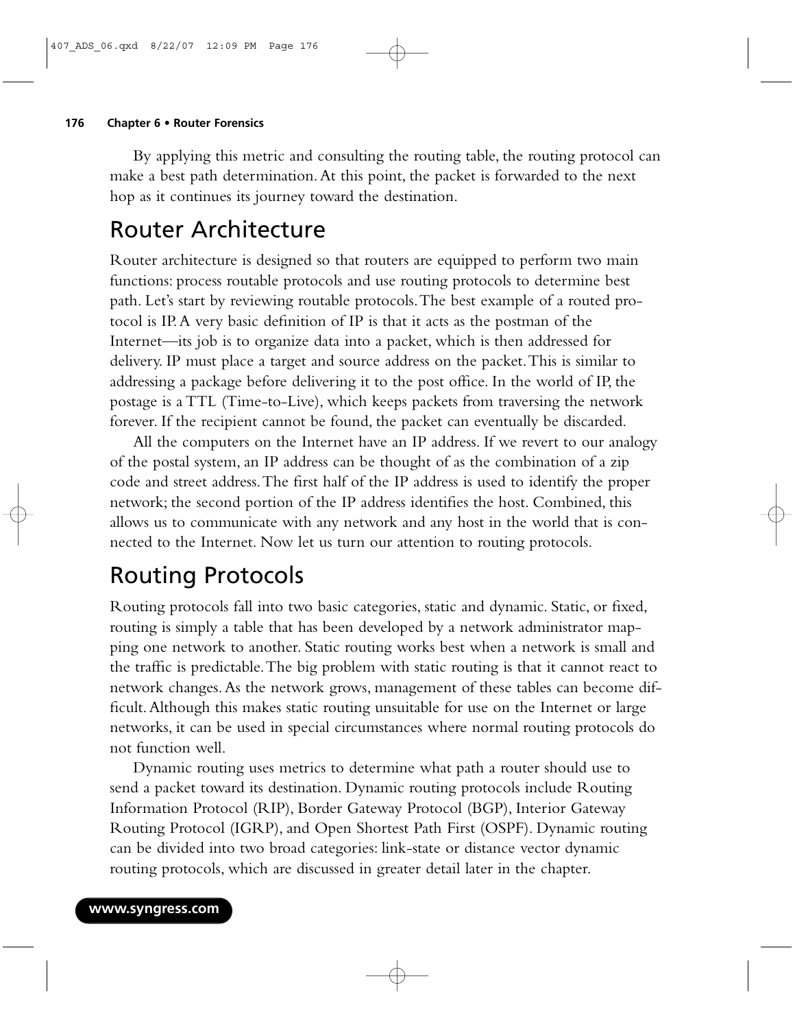By applying this metric and consulting the routing table, the routing protocol can make a best path determination. At this point, the packet is forwarded to the next hop as it continues its journey toward the destination.

## Router Architecture

Router architecture is designed so that routers are equipped to perform two main functions: process routable protocols and use routing protocols to determine best path. Let's start by reviewing routable protocols. The best example of a routed protocol is IP. A very basic definition of IP is that it acts as the postman of the Internet—its job is to organize data into a packet, which is then addressed for delivery. IP must place a target and source address on the packet. This is similar to addressing a package before delivering it to the post office. In the world of IP, the postage is a TTL (Time-to-Live), which keeps packets from traversing the network forever. If the recipient cannot be found, the packet can eventually be discarded.

All the computers on the Internet have an IP address. If we revert to our analogy of the postal system, an IP address can be thought of as the combination of a zip code and street address. The first half of the IP address is used to identify the proper network; the second portion of the IP address identifies the host. Combined, this allows us to communicate with any network and any host in the world that is connected to the Internet. Now let us turn our attention to routing protocols.

## Routing Protocols

Routing protocols fall into two basic categories, static and dynamic. Static, or fixed, routing is simply a table that has been developed by a network administrator mapping one network to another. Static routing works best when a network is small and the traffic is predictable. The big problem with static routing is that it cannot react to network changes. As the network grows, management of these tables can become difficult. Although this makes static routing unsuitable for use on the Internet or large networks, it can be used in special circumstances where normal routing protocols do not function well.

Dynamic routing uses metrics to determine what path a router should use to send a packet toward its destination. Dynamic routing protocols include Routing Information Protocol (RIP), Border Gateway Protocol (BGP), Interior Gateway Routing Protocol (IGRP), and Open Shortest Path First (OSPF). Dynamic routing can be divided into two broad categories: link-state or distance vector dynamic routing protocols, which are discussed in greater detail later in the chapter.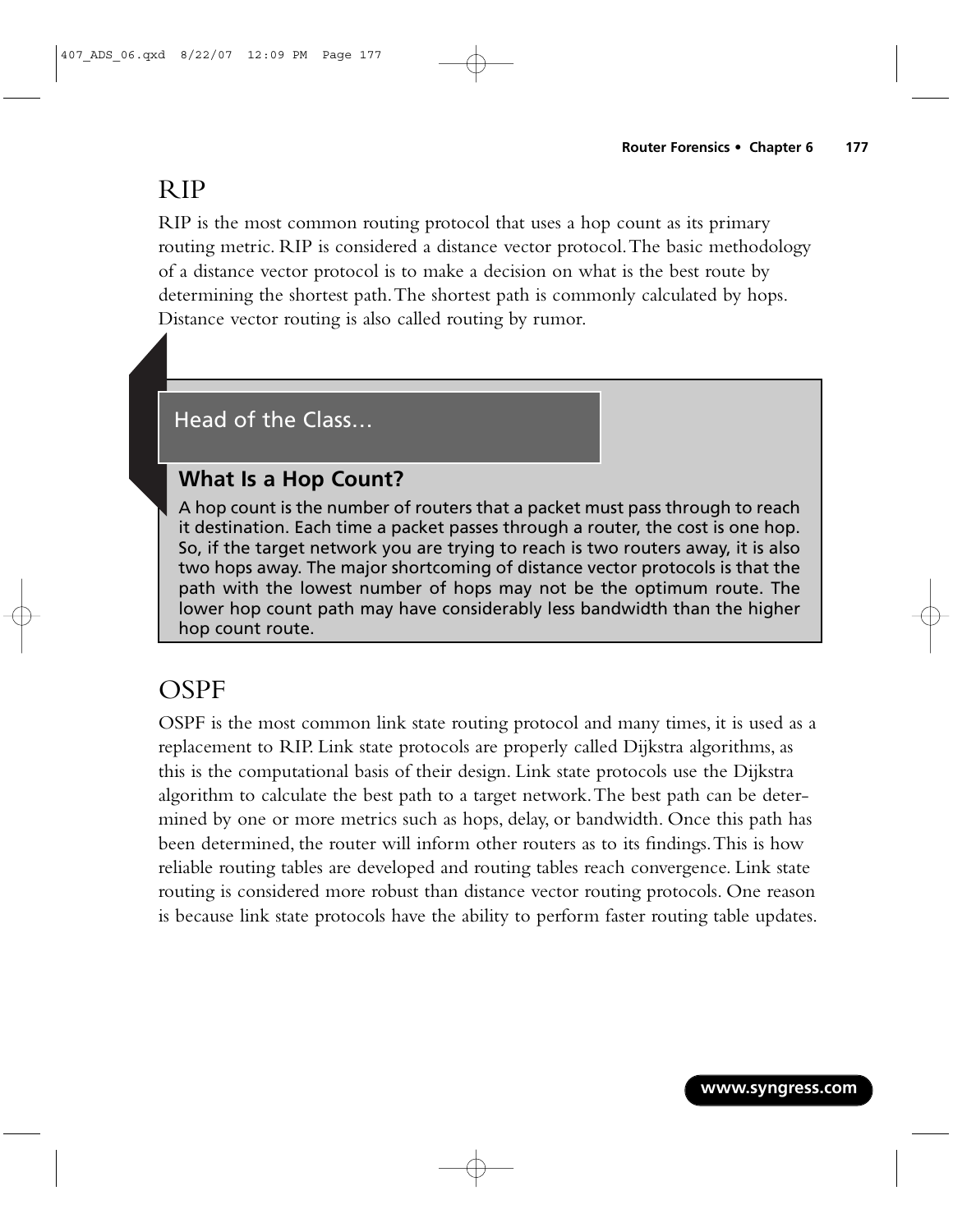## RIP

RIP is the most common routing protocol that uses a hop count as its primary routing metric. RIP is considered a distance vector protocol. The basic methodology of a distance vector protocol is to make a decision on what is the best route by determining the shortest path. The shortest path is commonly calculated by hops. Distance vector routing is also called routing by rumor.

> Head of the Class…
>
> **What Is a Hop Count?**
>
> A hop count is the number of routers that a packet must pass through to reach it destination. Each time a packet passes through a router, the cost is one hop. So, if the target network you are trying to reach is two routers away, it is also two hops away. The major shortcoming of distance vector protocols is that the path with the lowest number of hops may not be the optimum route. The lower hop count path may have considerably less bandwidth than the higher hop count route.

## OSPF

OSPF is the most common link state routing protocol and many times, it is used as a replacement to RIP. Link state protocols are properly called Dijkstra algorithms, as this is the computational basis of their design. Link state protocols use the Dijkstra algorithm to calculate the best path to a target network. The best path can be determined by one or more metrics such as hops, delay, or bandwidth. Once this path has been determined, the router will inform other routers as to its findings. This is how reliable routing tables are developed and routing tables reach convergence. Link state routing is considered more robust than distance vector routing protocols. One reason is because link state protocols have the ability to perform faster routing table updates.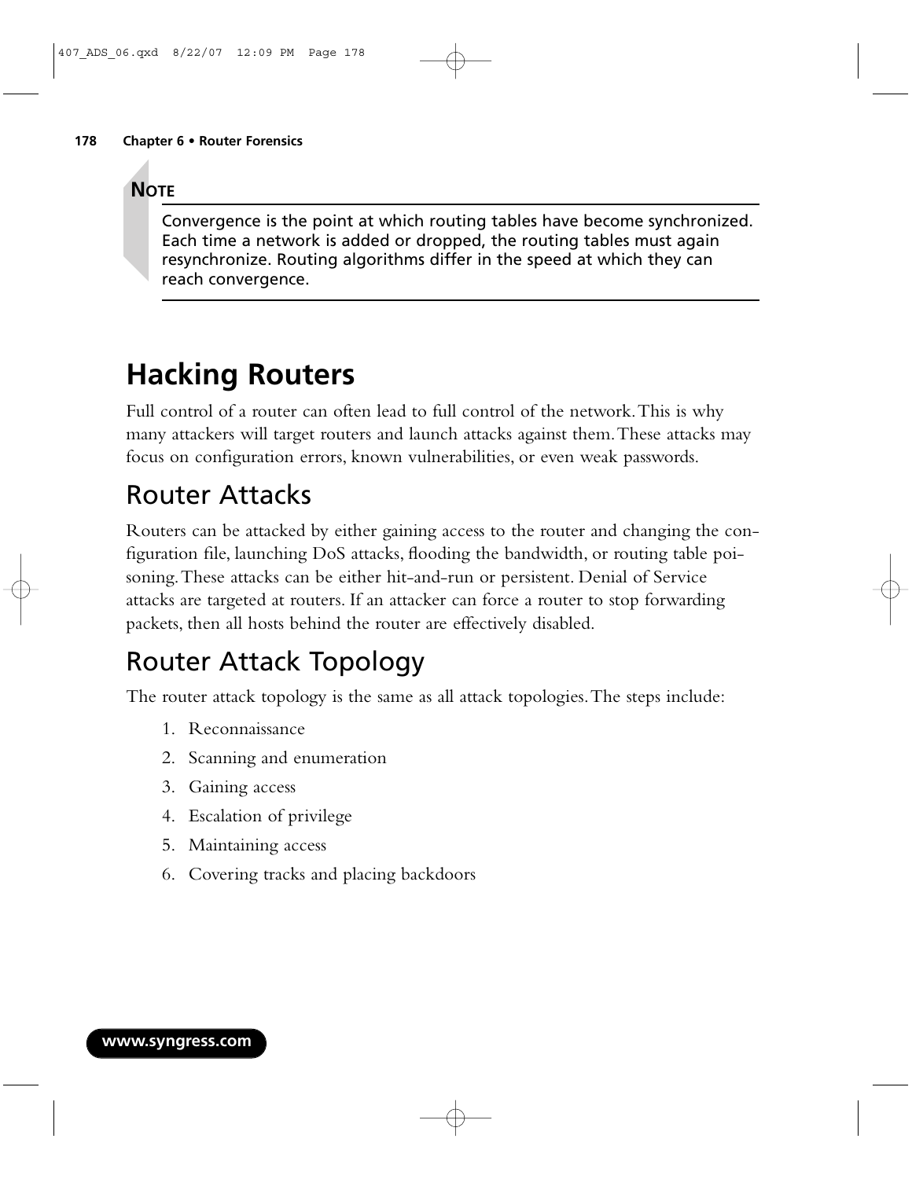**NOTE**

Convergence is the point at which routing tables have become synchronized. Each time a network is added or dropped, the routing tables must again resynchronize. Routing algorithms differ in the speed at which they can reach convergence.

# Hacking Routers

Full control of a router can often lead to full control of the network. This is why many attackers will target routers and launch attacks against them. These attacks may focus on configuration errors, known vulnerabilities, or even weak passwords.

## Router Attacks

Routers can be attacked by either gaining access to the router and changing the configuration file, launching DoS attacks, flooding the bandwidth, or routing table poisoning. These attacks can be either hit-and-run or persistent. Denial of Service attacks are targeted at routers. If an attacker can force a router to stop forwarding packets, then all hosts behind the router are effectively disabled.

## Router Attack Topology

The router attack topology is the same as all attack topologies. The steps include:

1. Reconnaissance
2. Scanning and enumeration
3. Gaining access
4. Escalation of privilege
5. Maintaining access
6. Covering tracks and placing backdoors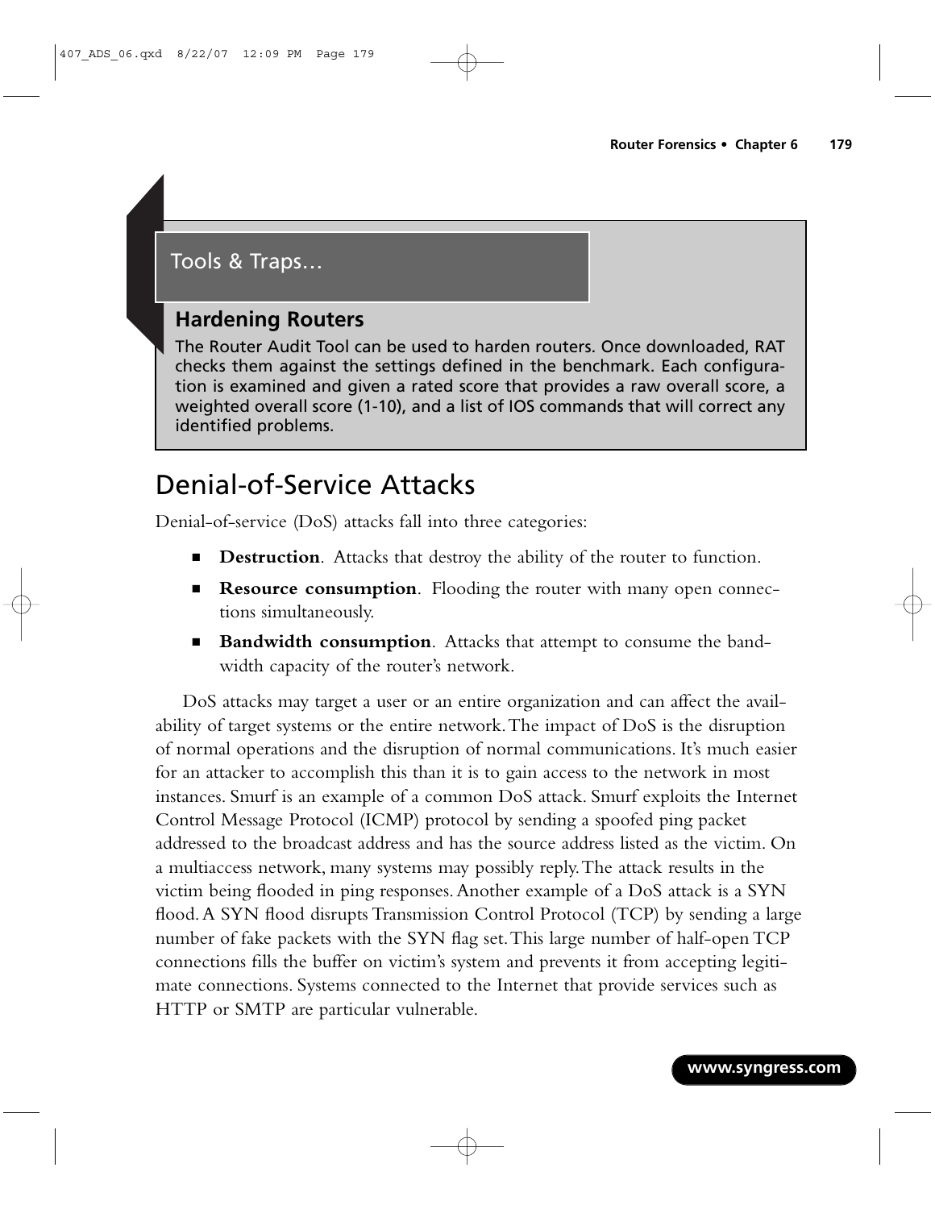**Tools & Traps…**

### Hardening Routers

The Router Audit Tool can be used to harden routers. Once downloaded, RAT checks them against the settings defined in the benchmark. Each configuration is examined and given a rated score that provides a raw overall score, a weighted overall score (1-10), and a list of IOS commands that will correct any identified problems.

## Denial-of-Service Attacks

Denial-of-service (DoS) attacks fall into three categories:

- **Destruction**. Attacks that destroy the ability of the router to function.
- **Resource consumption**. Flooding the router with many open connections simultaneously.
- **Bandwidth consumption**. Attacks that attempt to consume the bandwidth capacity of the router's network.

DoS attacks may target a user or an entire organization and can affect the availability of target systems or the entire network. The impact of DoS is the disruption of normal operations and the disruption of normal communications. It's much easier for an attacker to accomplish this than it is to gain access to the network in most instances. Smurf is an example of a common DoS attack. Smurf exploits the Internet Control Message Protocol (ICMP) protocol by sending a spoofed ping packet addressed to the broadcast address and has the source address listed as the victim. On a multiaccess network, many systems may possibly reply. The attack results in the victim being flooded in ping responses. Another example of a DoS attack is a SYN flood. A SYN flood disrupts Transmission Control Protocol (TCP) by sending a large number of fake packets with the SYN flag set. This large number of half-open TCP connections fills the buffer on victim's system and prevents it from accepting legitimate connections. Systems connected to the Internet that provide services such as HTTP or SMTP are particular vulnerable.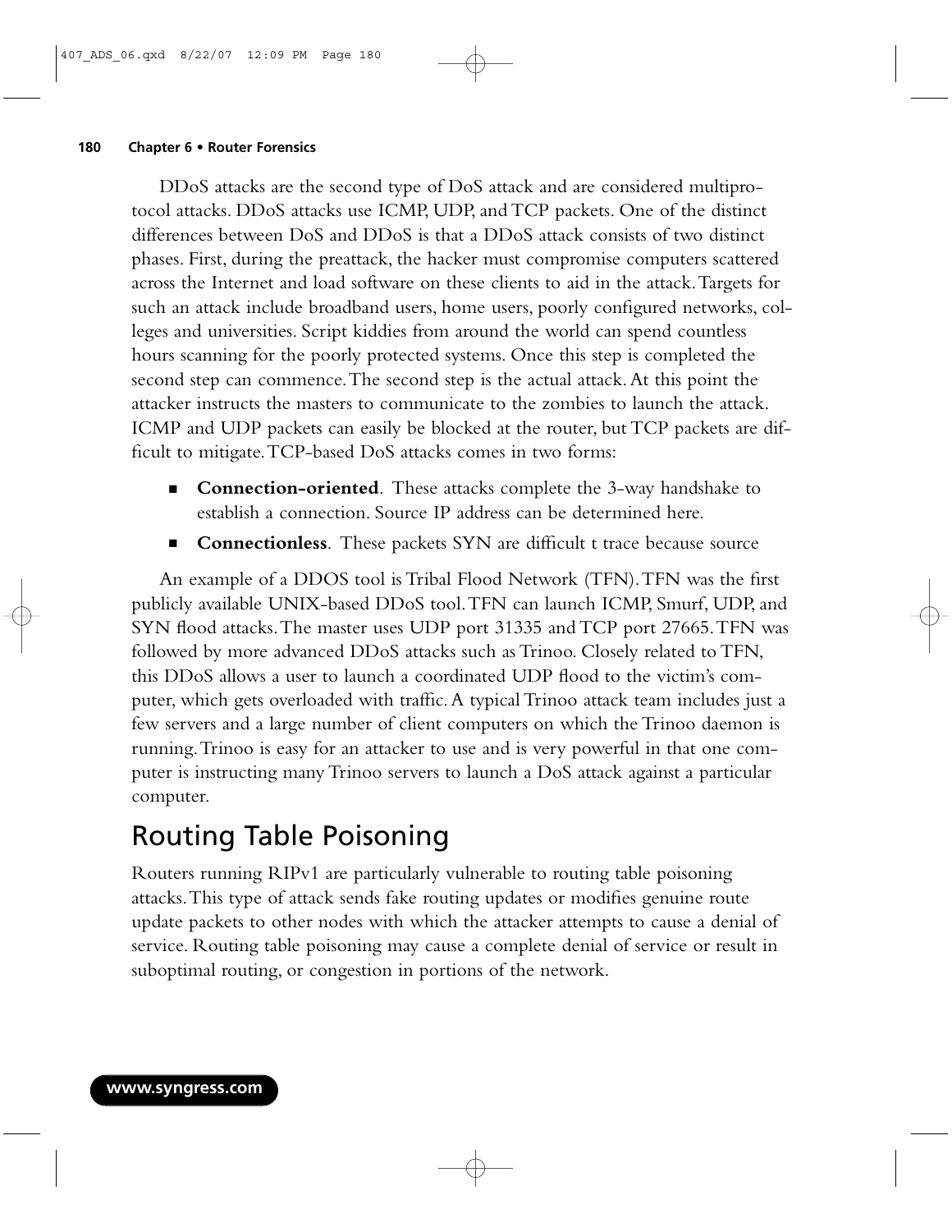DDoS attacks are the second type of DoS attack and are considered multiprotocol attacks. DDoS attacks use ICMP, UDP, and TCP packets. One of the distinct differences between DoS and DDoS is that a DDoS attack consists of two distinct phases. First, during the preattack, the hacker must compromise computers scattered across the Internet and load software on these clients to aid in the attack. Targets for such an attack include broadband users, home users, poorly configured networks, colleges and universities. Script kiddies from around the world can spend countless hours scanning for the poorly protected systems. Once this step is completed the second step can commence. The second step is the actual attack. At this point the attacker instructs the masters to communicate to the zombies to launch the attack. ICMP and UDP packets can easily be blocked at the router, but TCP packets are difficult to mitigate. TCP-based DoS attacks comes in two forms:

- **Connection-oriented**. These attacks complete the 3-way handshake to establish a connection. Source IP address can be determined here.
- **Connectionless**. These packets SYN are difficult t trace because source

An example of a DDOS tool is Tribal Flood Network (TFN). TFN was the first publicly available UNIX-based DDoS tool. TFN can launch ICMP, Smurf, UDP, and SYN flood attacks. The master uses UDP port 31335 and TCP port 27665. TFN was followed by more advanced DDoS attacks such as Trinoo. Closely related to TFN, this DDoS allows a user to launch a coordinated UDP flood to the victim's computer, which gets overloaded with traffic. A typical Trinoo attack team includes just a few servers and a large number of client computers on which the Trinoo daemon is running. Trinoo is easy for an attacker to use and is very powerful in that one computer is instructing many Trinoo servers to launch a DoS attack against a particular computer.

## Routing Table Poisoning

Routers running RIPv1 are particularly vulnerable to routing table poisoning attacks. This type of attack sends fake routing updates or modifies genuine route update packets to other nodes with which the attacker attempts to cause a denial of service. Routing table poisoning may cause a complete denial of service or result in suboptimal routing, or congestion in portions of the network.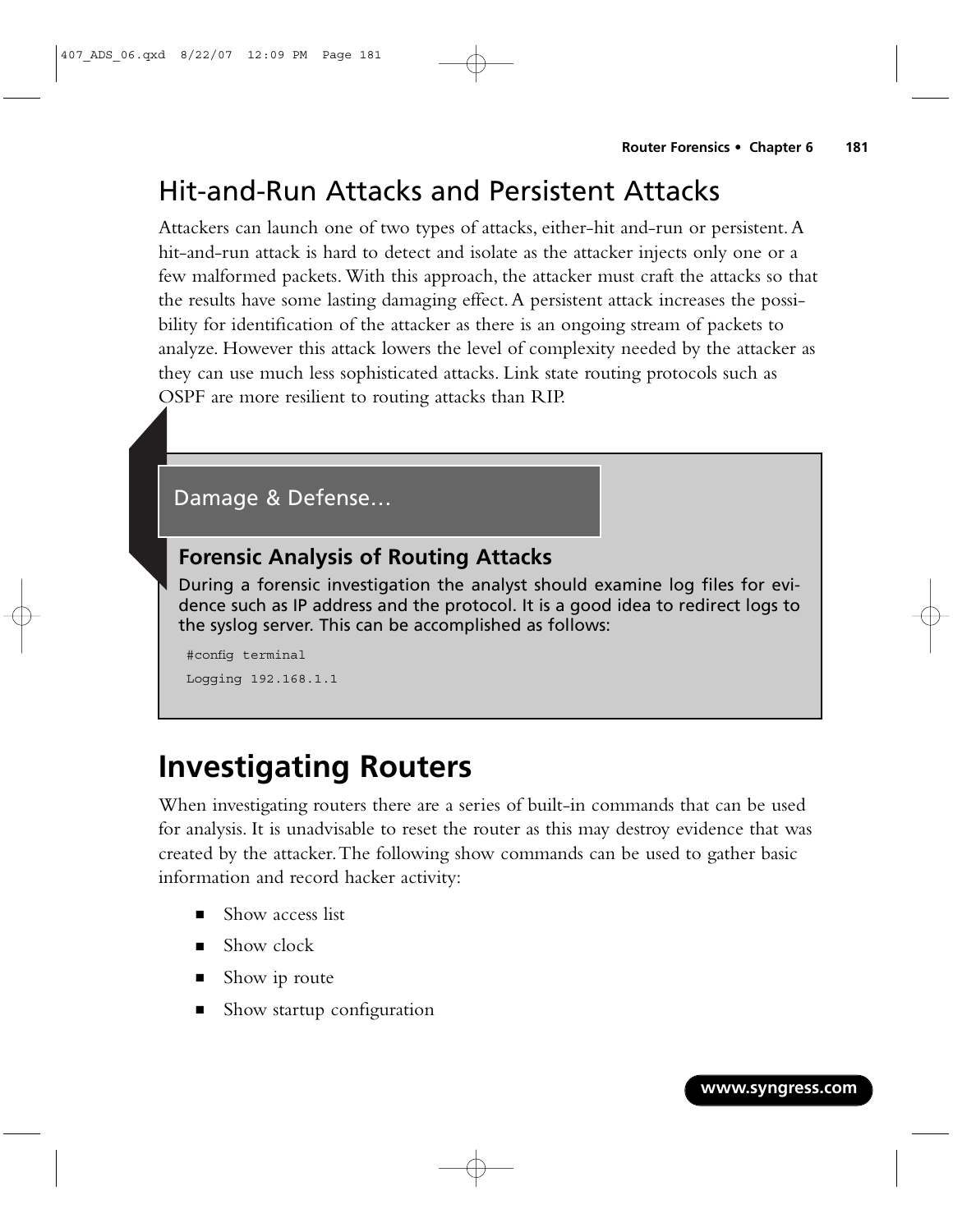## Hit-and-Run Attacks and Persistent Attacks

Attackers can launch one of two types of attacks, either-hit and-run or persistent. A hit-and-run attack is hard to detect and isolate as the attacker injects only one or a few malformed packets. With this approach, the attacker must craft the attacks so that the results have some lasting damaging effect. A persistent attack increases the possibility for identification of the attacker as there is an ongoing stream of packets to analyze. However this attack lowers the level of complexity needed by the attacker as they can use much less sophisticated attacks. Link state routing protocols such as OSPF are more resilient to routing attacks than RIP.

> **Damage & Defense…**
>
> ### Forensic Analysis of Routing Attacks
>
> During a forensic investigation the analyst should examine log files for evidence such as IP address and the protocol. It is a good idea to redirect logs to the syslog server. This can be accomplished as follows:
>
> ```
> #config terminal
> Logging 192.168.1.1
> ```

# Investigating Routers

When investigating routers there are a series of built-in commands that can be used for analysis. It is unadvisable to reset the router as this may destroy evidence that was created by the attacker. The following show commands can be used to gather basic information and record hacker activity:

- Show access list
- Show clock
- Show ip route
- Show startup configuration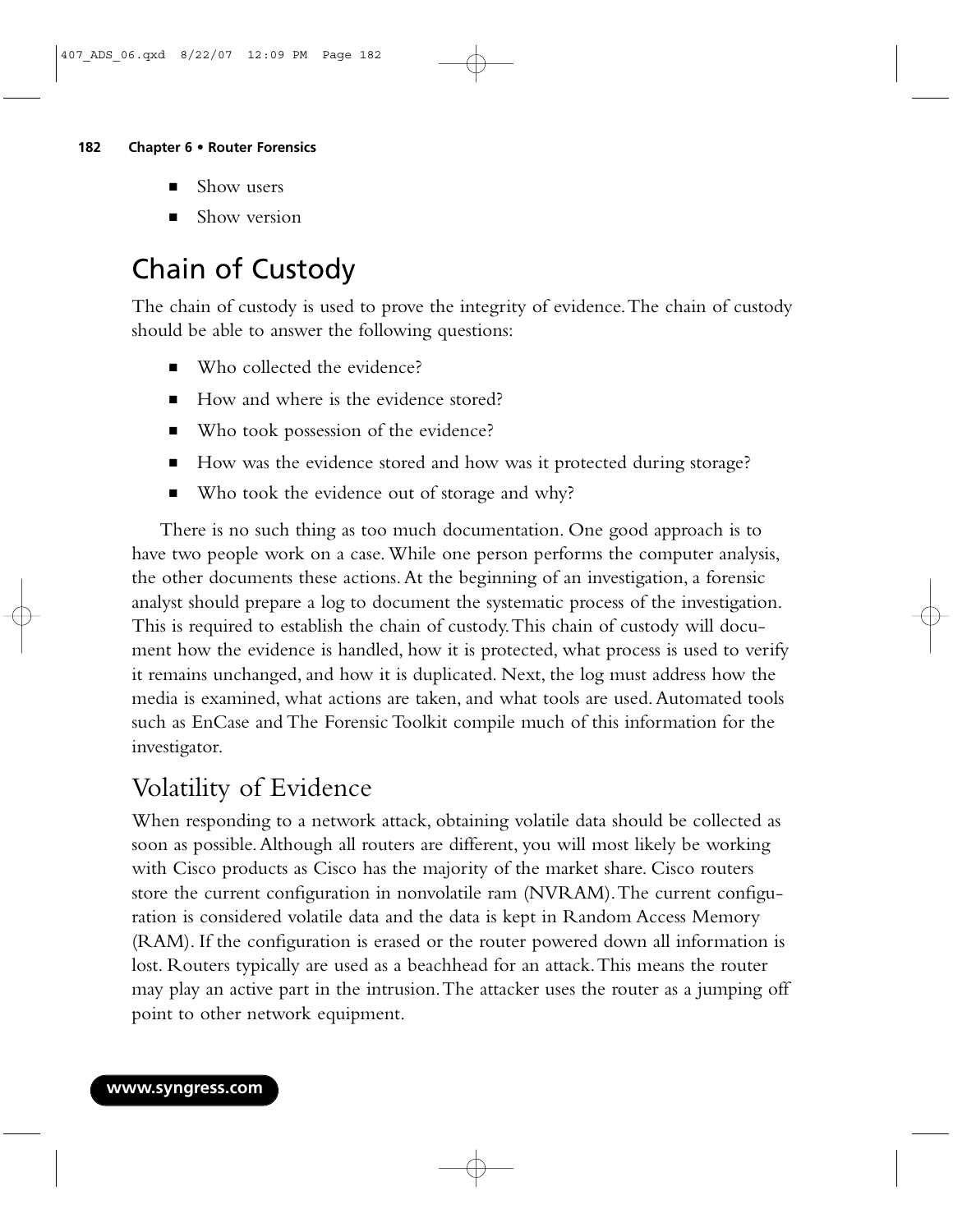- Show users
- Show version

## Chain of Custody

The chain of custody is used to prove the integrity of evidence. The chain of custody should be able to answer the following questions:

- Who collected the evidence?
- How and where is the evidence stored?
- Who took possession of the evidence?
- How was the evidence stored and how was it protected during storage?
- Who took the evidence out of storage and why?

There is no such thing as too much documentation. One good approach is to have two people work on a case. While one person performs the computer analysis, the other documents these actions. At the beginning of an investigation, a forensic analyst should prepare a log to document the systematic process of the investigation. This is required to establish the chain of custody. This chain of custody will document how the evidence is handled, how it is protected, what process is used to verify it remains unchanged, and how it is duplicated. Next, the log must address how the media is examined, what actions are taken, and what tools are used. Automated tools such as EnCase and The Forensic Toolkit compile much of this information for the investigator.

### Volatility of Evidence

When responding to a network attack, obtaining volatile data should be collected as soon as possible. Although all routers are different, you will most likely be working with Cisco products as Cisco has the majority of the market share. Cisco routers store the current configuration in nonvolatile ram (NVRAM). The current configuration is considered volatile data and the data is kept in Random Access Memory (RAM). If the configuration is erased or the router powered down all information is lost. Routers typically are used as a beachhead for an attack. This means the router may play an active part in the intrusion. The attacker uses the router as a jumping off point to other network equipment.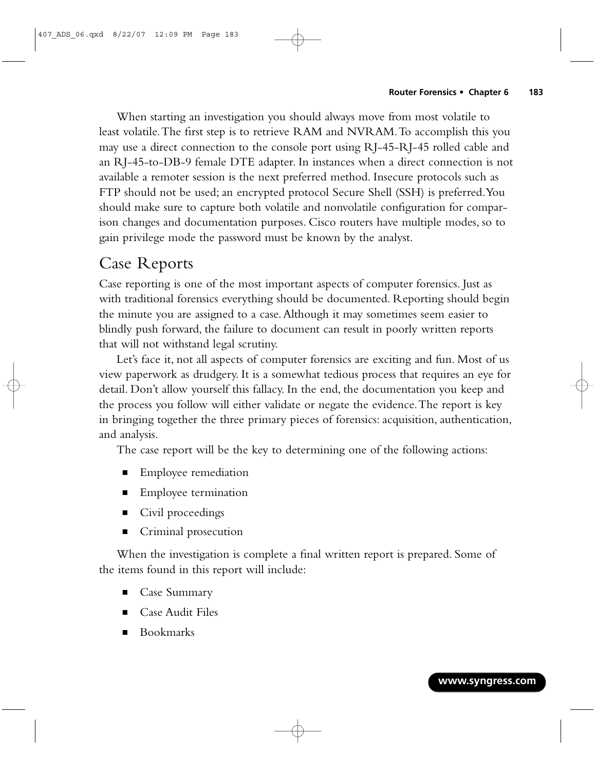When starting an investigation you should always move from most volatile to least volatile. The first step is to retrieve RAM and NVRAM. To accomplish this you may use a direct connection to the console port using RJ-45-RJ-45 rolled cable and an RJ-45-to-DB-9 female DTE adapter. In instances when a direct connection is not available a remoter session is the next preferred method. Insecure protocols such as FTP should not be used; an encrypted protocol Secure Shell (SSH) is preferred. You should make sure to capture both volatile and nonvolatile configuration for comparison changes and documentation purposes. Cisco routers have multiple modes, so to gain privilege mode the password must be known by the analyst.

## Case Reports

Case reporting is one of the most important aspects of computer forensics. Just as with traditional forensics everything should be documented. Reporting should begin the minute you are assigned to a case. Although it may sometimes seem easier to blindly push forward, the failure to document can result in poorly written reports that will not withstand legal scrutiny.

Let's face it, not all aspects of computer forensics are exciting and fun. Most of us view paperwork as drudgery. It is a somewhat tedious process that requires an eye for detail. Don't allow yourself this fallacy. In the end, the documentation you keep and the process you follow will either validate or negate the evidence. The report is key in bringing together the three primary pieces of forensics: acquisition, authentication, and analysis.

The case report will be the key to determining one of the following actions:

- Employee remediation
- Employee termination
- Civil proceedings
- Criminal prosecution

When the investigation is complete a final written report is prepared. Some of the items found in this report will include:

- Case Summary
- Case Audit Files
- Bookmarks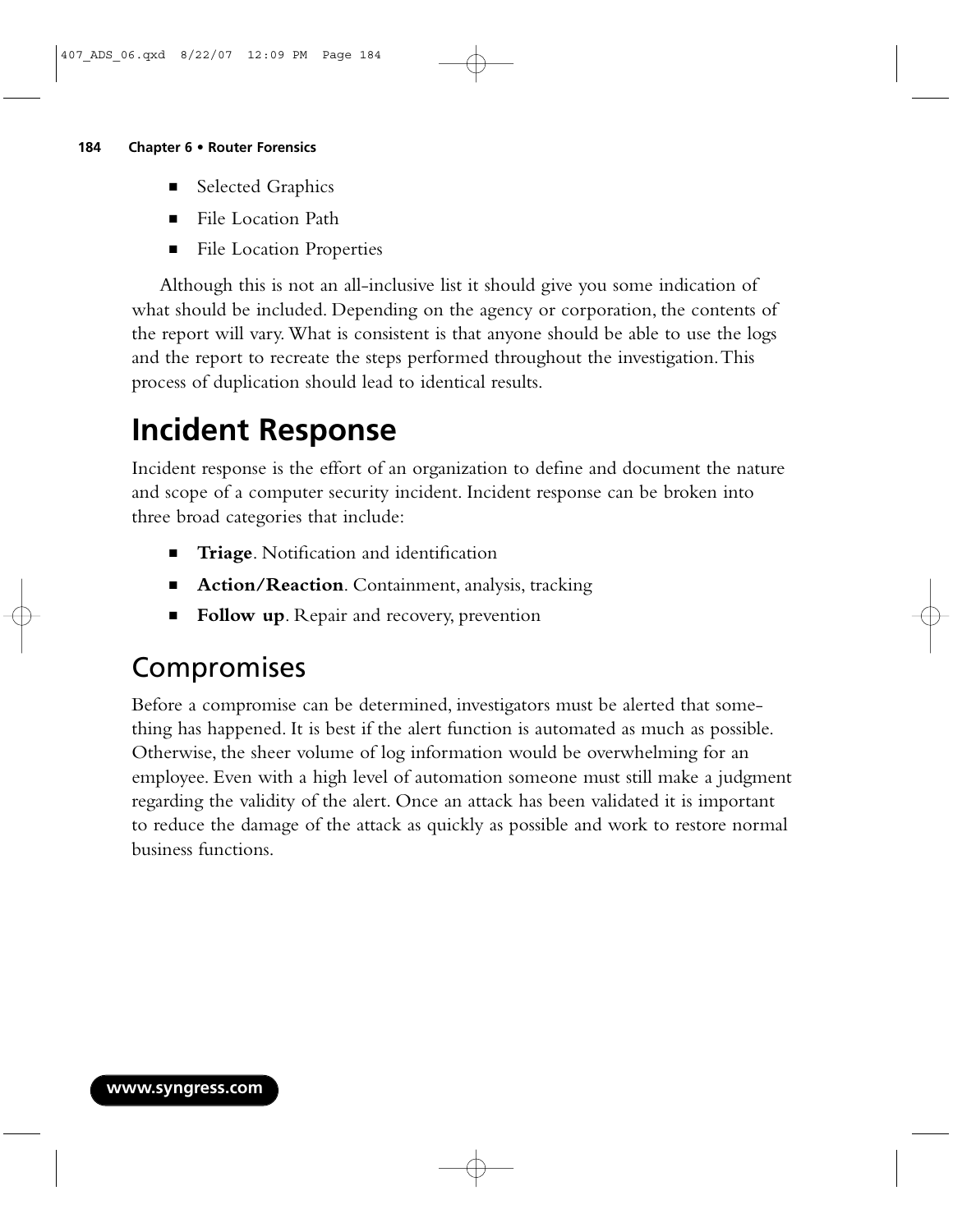- Selected Graphics
- File Location Path
- File Location Properties

Although this is not an all-inclusive list it should give you some indication of what should be included. Depending on the agency or corporation, the contents of the report will vary. What is consistent is that anyone should be able to use the logs and the report to recreate the steps performed throughout the investigation. This process of duplication should lead to identical results.

# Incident Response

Incident response is the effort of an organization to define and document the nature and scope of a computer security incident. Incident response can be broken into three broad categories that include:

- **Triage**. Notification and identification
- **Action/Reaction**. Containment, analysis, tracking
- **Follow up**. Repair and recovery, prevention

## Compromises

Before a compromise can be determined, investigators must be alerted that something has happened. It is best if the alert function is automated as much as possible. Otherwise, the sheer volume of log information would be overwhelming for an employee. Even with a high level of automation someone must still make a judgment regarding the validity of the alert. Once an attack has been validated it is important to reduce the damage of the attack as quickly as possible and work to restore normal business functions.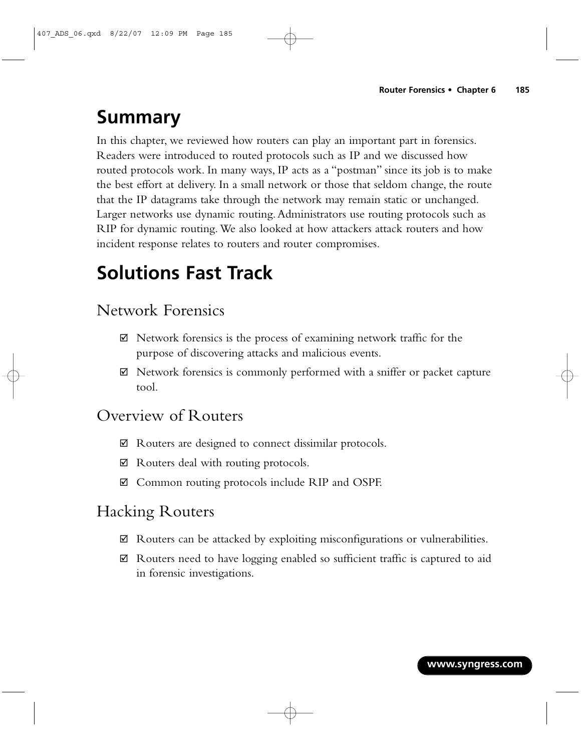## Summary

In this chapter, we reviewed how routers can play an important part in forensics. Readers were introduced to routed protocols such as IP and we discussed how routed protocols work. In many ways, IP acts as a "postman" since its job is to make the best effort at delivery. In a small network or those that seldom change, the route that the IP datagrams take through the network may remain static or unchanged. Larger networks use dynamic routing. Administrators use routing protocols such as RIP for dynamic routing. We also looked at how attackers attack routers and how incident response relates to routers and router compromises.

## Solutions Fast Track

### Network Forensics

- ☑ Network forensics is the process of examining network traffic for the purpose of discovering attacks and malicious events.
- ☑ Network forensics is commonly performed with a sniffer or packet capture tool.

### Overview of Routers

- ☑ Routers are designed to connect dissimilar protocols.
- ☑ Routers deal with routing protocols.
- ☑ Common routing protocols include RIP and OSPF.

### Hacking Routers

- ☑ Routers can be attacked by exploiting misconfigurations or vulnerabilities.
- ☑ Routers need to have logging enabled so sufficient traffic is captured to aid in forensic investigations.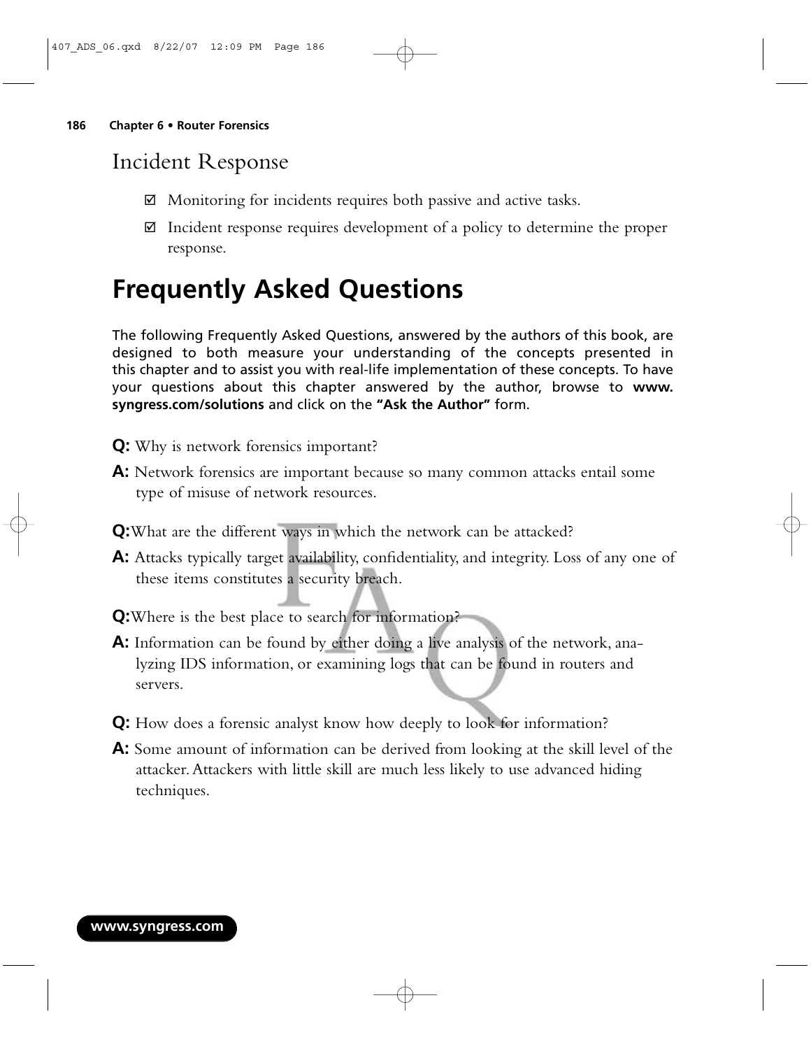## Incident Response

- ☑ Monitoring for incidents requires both passive and active tasks.
- ☑ Incident response requires development of a policy to determine the proper response.

# Frequently Asked Questions

The following Frequently Asked Questions, answered by the authors of this book, are designed to both measure your understanding of the concepts presented in this chapter and to assist you with real-life implementation of these concepts. To have your questions about this chapter answered by the author, browse to **www.syngress.com/solutions** and click on the **"Ask the Author"** form.

**Q:** Why is network forensics important?

**A:** Network forensics are important because so many common attacks entail some type of misuse of network resources.

**Q:** What are the different ways in which the network can be attacked?

**A:** Attacks typically target availability, confidentiality, and integrity. Loss of any one of these items constitutes a security breach.

**Q:** Where is the best place to search for information?

**A:** Information can be found by either doing a live analysis of the network, analyzing IDS information, or examining logs that can be found in routers and servers.

**Q:** How does a forensic analyst know how deeply to look for information?

**A:** Some amount of information can be derived from looking at the skill level of the attacker. Attackers with little skill are much less likely to use advanced hiding techniques.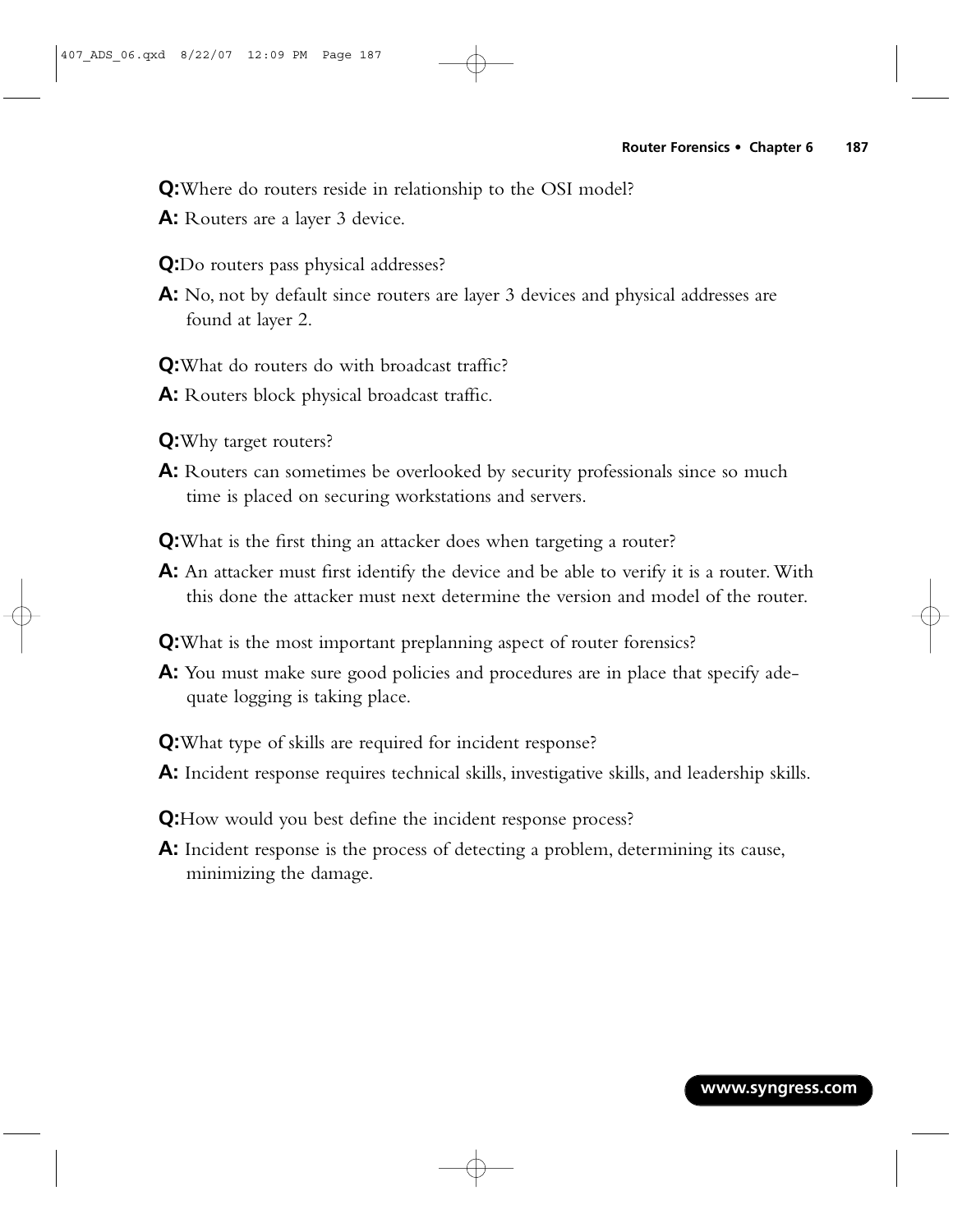**Q:** Where do routers reside in relationship to the OSI model?

**A:** Routers are a layer 3 device.

**Q:** Do routers pass physical addresses?

**A:** No, not by default since routers are layer 3 devices and physical addresses are found at layer 2.

**Q:** What do routers do with broadcast traffic?

**A:** Routers block physical broadcast traffic.

**Q:** Why target routers?

**A:** Routers can sometimes be overlooked by security professionals since so much time is placed on securing workstations and servers.

**Q:** What is the first thing an attacker does when targeting a router?

**A:** An attacker must first identify the device and be able to verify it is a router. With this done the attacker must next determine the version and model of the router.

**Q:** What is the most important preplanning aspect of router forensics?

**A:** You must make sure good policies and procedures are in place that specify adequate logging is taking place.

**Q:** What type of skills are required for incident response?

**A:** Incident response requires technical skills, investigative skills, and leadership skills.

**Q:** How would you best define the incident response process?

**A:** Incident response is the process of detecting a problem, determining its cause, minimizing the damage.